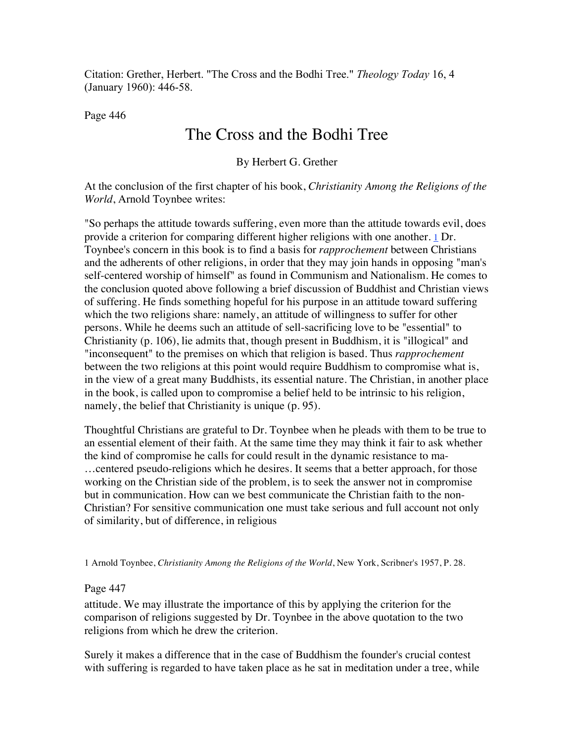Citation: Grether, Herbert. "The Cross and the Bodhi Tree." *Theology Today* 16, 4 (January 1960): 446-58.

Page 446

# The Cross and the Bodhi Tree

By Herbert G. Grether

At the conclusion of the first chapter of his book, *Christianity Among the Religions of the World*, Arnold Toynbee writes:

"So perhaps the attitude towards suffering, even more than the attitude towards evil, does provide a criterion for comparing different higher religions with one another. [1] Dr. Toynbee's concern in this book is to find a basis for *rapprochement* between Christians and the adherents of other religions, in order that they may join hands in opposing "man's self-centered worship of himself" as found in Communism and Nationalism. He comes to the conclusion quoted above following a brief discussion of Buddhist and Christian views of suffering. He finds something hopeful for his purpose in an attitude toward suffering which the two religions share: namely, an attitude of willingness to suffer for other persons. While he deems such an attitude of sell-sacrificing love to be "essential" to Christianity (p. 106), lie admits that, though present in Buddhism, it is "illogical" and "inconsequent" to the premises on which that religion is based. Thus *rapprochement* between the two religions at this point would require Buddhism to compromise what is, in the view of a great many Buddhists, its essential nature. The Christian, in another place in the book, is called upon to compromise a belief held to be intrinsic to his religion, namely, the belief that Christianity is unique (p. 95).

Thoughtful Christians are grateful to Dr. Toynbee when he pleads with them to be true to an essential element of their faith. At the same time they may think it fair to ask whether the kind of compromise he calls for could result in the dynamic resistance to ma-…centered pseudo-religions which he desires. It seems that a better approach, for those working on the Christian side of the problem, is to seek the answer not in compromise but in communication. How can we best communicate the Christian faith to the non-Christian? For sensitive communication one must take serious and full account not only of similarity, but of difference, in religious

1 Arnold Toynbee, *Christianity Among the Religions of the World*, New York, Scribner's 1957, P. 28.

Page 447

attitude. We may illustrate the importance of this by applying the criterion for the comparison of religions suggested by Dr. Toynbee in the above quotation to the two religions from which he drew the criterion.

Surely it makes a difference that in the case of Buddhism the founder's crucial contest with suffering is regarded to have taken place as he sat in meditation under a tree, while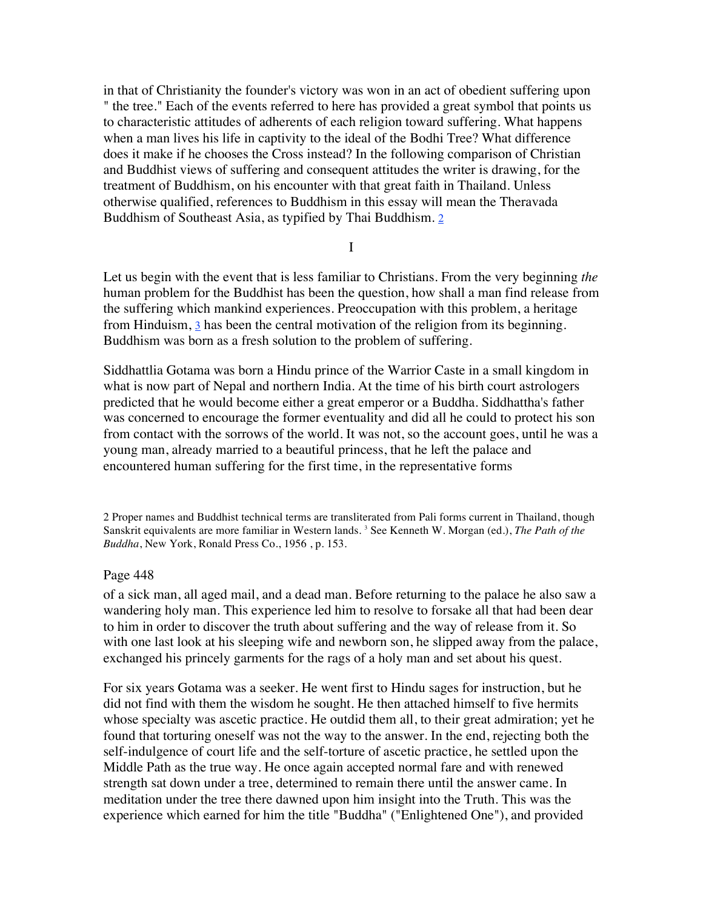in that of Christianity the founder's victory was won in an act of obedient suffering upon " the tree." Each of the events referred to here has provided a great symbol that points us to characteristic attitudes of adherents of each religion toward suffering. What happens when a man lives his life in captivity to the ideal of the Bodhi Tree? What difference does it make if he chooses the Cross instead? In the following comparison of Christian and Buddhist views of suffering and consequent attitudes the writer is drawing, for the treatment of Buddhism, on his encounter with that great faith in Thailand. Unless otherwise qualified, references to Buddhism in this essay will mean the Theravada Buddhism of Southeast Asia, as typified by Thai Buddhism. [2]

## I

Let us begin with the event that is less familiar to Christians. From the very beginning *the* human problem for the Buddhist has been the question, how shall a man find release from the suffering which mankind experiences. Preoccupation with this problem, a heritage from Hinduism, [3] has been the central motivation of the religion from its beginning. Buddhism was born as a fresh solution to the problem of suffering.

Siddhattlia Gotama was born a Hindu prince of the Warrior Caste in a small kingdom in what is now part of Nepal and northern India. At the time of his birth court astrologers predicted that he would become either a great emperor or a Buddha. Siddhattha's father was concerned to encourage the former eventuality and did all he could to protect his son from contact with the sorrows of the world. It was not, so the account goes, until he was a young man, already married to a beautiful princess, that he left the palace and encountered human suffering for the first time, in the representative forms

2 Proper names and Buddhist technical terms are transliterated from Pali forms current in Thailand, though Sanskrit equivalents are more familiar in Western lands. [3] See Kenneth W. Morgan (ed.), *The Path of the Buddha*, New York, Ronald Press Co., 1956 , p. 153.

of a sick man, all aged mail, and a dead man. Before returning to the palace he also saw a wandering holy man. This experience led him to resolve to forsake all that had been dear to him in order to discover the truth about suffering and the way of release from it. So with one last look at his sleeping wife and newborn son, he slipped away from the palace, exchanged his princely garments for the rags of a holy man and set about his quest.

For six years Gotama was a seeker. He went first to Hindu sages for instruction, but he did not find with them the wisdom he sought. He then attached himself to five hermits whose specialty was ascetic practice. He outdid them all, to their great admiration; yet he found that torturing oneself was not the way to the answer. In the end, rejecting both the self-indulgence of court life and the self-torture of ascetic practice, he settled upon the Middle Path as the true way. He once again accepted normal fare and with renewed strength sat down under a tree, determined to remain there until the answer came. In meditation under the tree there dawned upon him insight into the Truth. This was the experience which earned for him the title "Buddha" ("Enlightened One"), and provided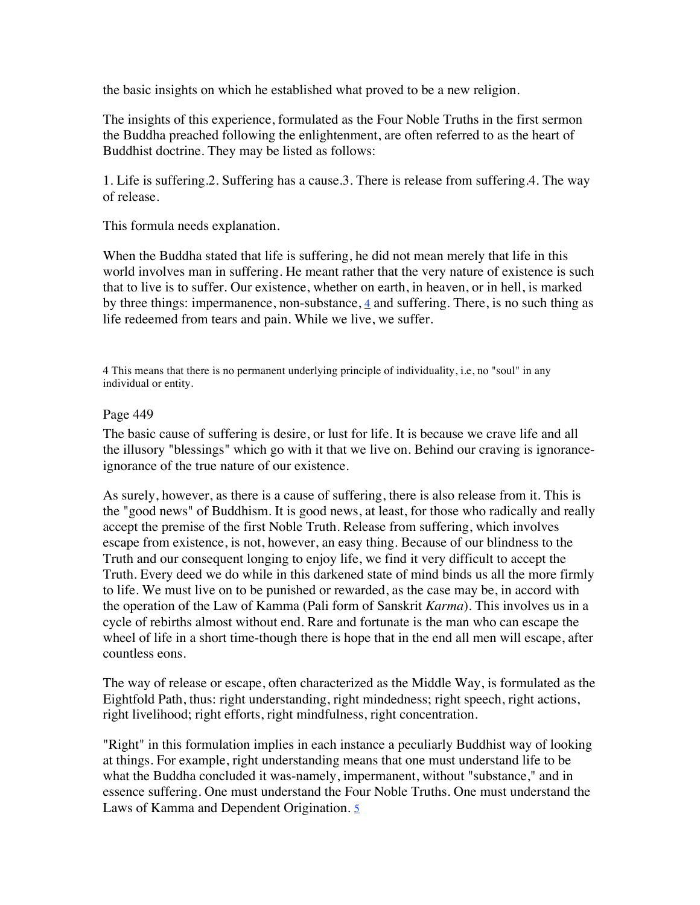the basic insights on which he established what proved to be a new religion.

The insights of this experience, formulated as the Four Noble Truths in the first sermon the Buddha preached following the enlightenment, are often referred to as the heart of Buddhist doctrine. They may be listed as follows:

1. Life is suffering.2. Suffering has a cause.3. There is release from suffering.4. The way of release.

This formula needs explanation.

When the Buddha stated that life is suffering, he did not mean merely that life in this world involves man in suffering. He meant rather that the very nature of existence is such that to live is to suffer. Our existence, whether on earth, in heaven, or in hell, is marked by three things: impermanence, non-substance, [4] and suffering. There, is no such thing as life redeemed from tears and pain. While we live, we suffer.

4 This means that there is no permanent underlying principle of individuality, i.e, no "soul" in any individual or entity.

The basic cause of suffering is desire, or lust for life. It is because we crave life and all the illusory "blessings" which go with it that we live on. Behind our craving is ignorance-ignorance of the true nature of our existence.

As surely, however, as there is a cause of suffering, there is also release from it. This is the "good news" of Buddhism. It is good news, at least, for those who radically and really accept the premise of the first Noble Truth. Release from suffering, which involves escape from existence, is not, however, an easy thing. Because of our blindness to the Truth and our consequent longing to enjoy life, we find it very difficult to accept the Truth. Every deed we do while in this darkened state of mind binds us all the more firmly to life. We must live on to be punished or rewarded, as the case may be, in accord with the operation of the Law of Kamma (Pali form of Sanskrit *Karma*). This involves us in a cycle of rebirths almost without end. Rare and fortunate is the man who can escape the wheel of life in a short time-though there is hope that in the end all men will escape, after countless eons.

The way of release or escape, often characterized as the Middle Way, is formulated as the Eightfold Path, thus: right understanding, right mindedness; right speech, right actions, right livelihood; right efforts, right mindfulness, right concentration.

"Right" in this formulation implies in each instance a peculiarly Buddhist way of looking at things. For example, right understanding means that one must understand life to be what the Buddha concluded it was-namely, impermanent, without "substance," and in essence suffering. One must understand the Four Noble Truths. One must understand the Laws of Kamma and Dependent Origination. [5]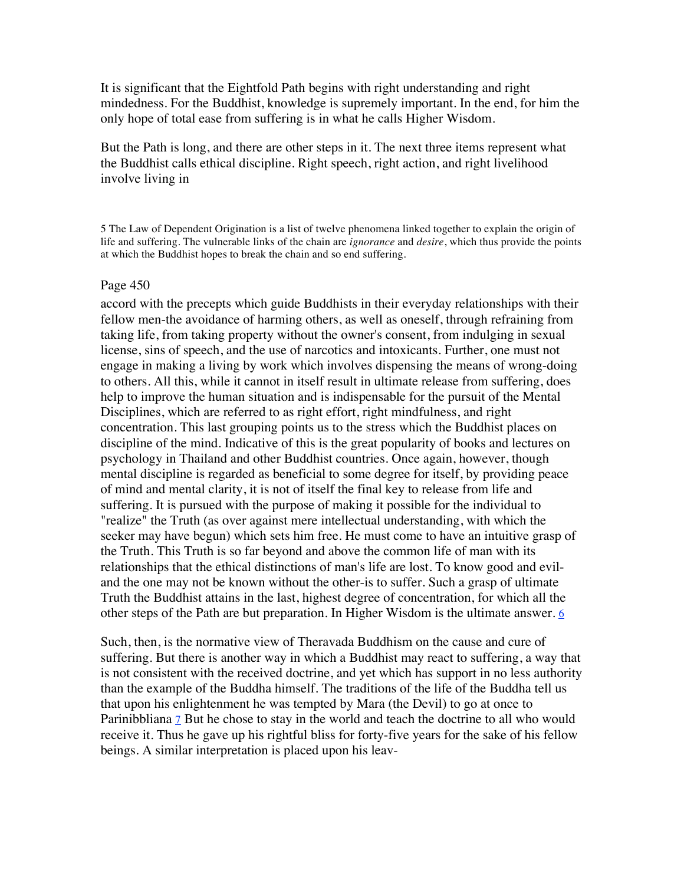It is significant that the Eightfold Path begins with right understanding and right mindedness. For the Buddhist, knowledge is supremely important. In the end, for him the only hope of total ease from suffering is in what he calls Higher Wisdom.

But the Path is long, and there are other steps in it. The next three items represent what the Buddhist calls ethical discipline. Right speech, right action, and right livelihood involve living in accord with the precepts which guide Buddhists in their everyday relationships with their fellow men-the avoidance of harming others, as well as oneself, through refraining from taking life, from taking property without the owner's consent, from indulging in sexual license, sins of speech, and the use of narcotics and intoxicants. Further, one must not engage in making a living by work which involves dispensing the means of wrong-doing to others. All this, while it cannot in itself result in ultimate release from suffering, does help to improve the human situation and is indispensable for the pursuit of the Mental Disciplines, which are referred to as right effort, right mindfulness, and right concentration. This last grouping points us to the stress which the Buddhist places on discipline of the mind. Indicative of this is the great popularity of books and lectures on psychology in Thailand and other Buddhist countries. Once again, however, though mental discipline is regarded as beneficial to some degree for itself, by providing peace of mind and mental clarity, it is not of itself the final key to release from life and suffering. It is pursued with the purpose of making it possible for the individual to "realize" the Truth (as over against mere intellectual understanding, with which the seeker may have begun) which sets him free. He must come to have an intuitive grasp of the Truth. This Truth is so far beyond and above the common life of man with its relationships that the ethical distinctions of man's life are lost. To know good and evil-and the one may not be known without the other-is to suffer. Such a grasp of ultimate Truth the Buddhist attains in the last, highest degree of concentration, for which all the other steps of the Path are but preparation. In Higher Wisdom is the ultimate answer. [6]

Such, then, is the normative view of Theravada Buddhism on the cause and cure of suffering. But there is another way in which a Buddhist may react to suffering, a way that is not consistent with the received doctrine, and yet which has support in no less authority than the example of the Buddha himself. The traditions of the life of the Buddha tell us that upon his enlightenment he was tempted by Mara (the Devil) to go at once to Parinibbliana [7] But he chose to stay in the world and teach the doctrine to all who would receive it. Thus he gave up his rightful bliss for forty-five years for the sake of his fellow beings. A similar interpretation is placed upon his leav-

5 The Law of Dependent Origination is a list of twelve phenomena linked together to explain the origin of life and suffering. The vulnerable links of the chain are *ignorance* and *desire*, which thus provide the points at which the Buddhist hopes to break the chain and so end suffering.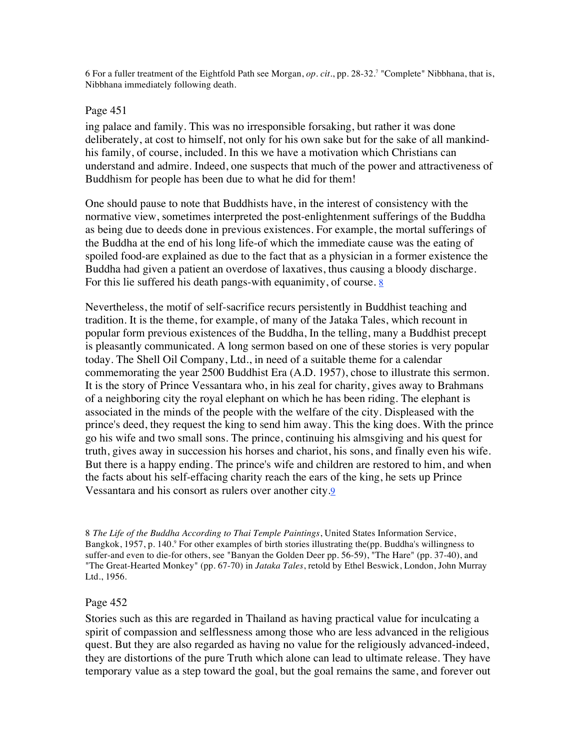6 For a fuller treatment of the Eightfold Path see Morgan, *op. cit*., pp. 28-32.[7] "Complete" Nibbhana, that is, Nibbhana immediately following death.

Page 451

ing palace and family. This was no irresponsible forsaking, but rather it was done deliberately, at cost to himself, not only for his own sake but for the sake of all mankind-his family, of course, included. In this we have a motivation which Christians can understand and admire. Indeed, one suspects that much of the power and attractiveness of Buddhism for people has been due to what he did for them!

One should pause to note that Buddhists have, in the interest of consistency with the normative view, sometimes interpreted the post-enlightenment sufferings of the Buddha as being due to deeds done in previous existences. For example, the mortal sufferings of the Buddha at the end of his long life-of which the immediate cause was the eating of spoiled food-are explained as due to the fact that as a physician in a former existence the Buddha had given a patient an overdose of laxatives, thus causing a bloody discharge. For this lie suffered his death pangs-with equanimity, of course. 8

Nevertheless, the motif of self-sacrifice recurs persistently in Buddhist teaching and tradition. It is the theme, for example, of many of the Jataka Tales, which recount in popular form previous existences of the Buddha, In the telling, many a Buddhist precept is pleasantly communicated. A long sermon based on one of these stories is very popular today. The Shell Oil Company, Ltd., in need of a suitable theme for a calendar commemorating the year 2500 Buddhist Era (A.D. 1957), chose to illustrate this sermon. It is the story of Prince Vessantara who, in his zeal for charity, gives away to Brahmans of a neighboring city the royal elephant on which he has been riding. The elephant is associated in the minds of the people with the welfare of the city. Displeased with the prince's deed, they request the king to send him away. This the king does. With the prince go his wife and two small sons. The prince, continuing his almsgiving and his quest for truth, gives away in succession his horses and chariot, his sons, and finally even his wife. But there is a happy ending. The prince's wife and children are restored to him, and when the facts about his self-effacing charity reach the ears of the king, he sets up Prince Vessantara and his consort as rulers over another city.9

8 *The Life of the Buddha According to Thai Temple Paintings*, United States Information Service, Bangkok, 1957, p. 140.[9] For other examples of birth stories illustrating the(pp. Buddha's willingness to suffer-and even to die-for others, see "Banyan the Golden Deer pp. 56-59), "The Hare" (pp. 37-40), and "The Great-Hearted Monkey" (pp. 67-70) in *Jataka Tales*, retold by Ethel Beswick, London, John Murray Ltd., 1956.

Page 452

Stories such as this are regarded in Thailand as having practical value for inculcating a spirit of compassion and selflessness among those who are less advanced in the religious quest. But they are also regarded as having no value for the religiously advanced-indeed, they are distortions of the pure Truth which alone can lead to ultimate release. They have temporary value as a step toward the goal, but the goal remains the same, and forever out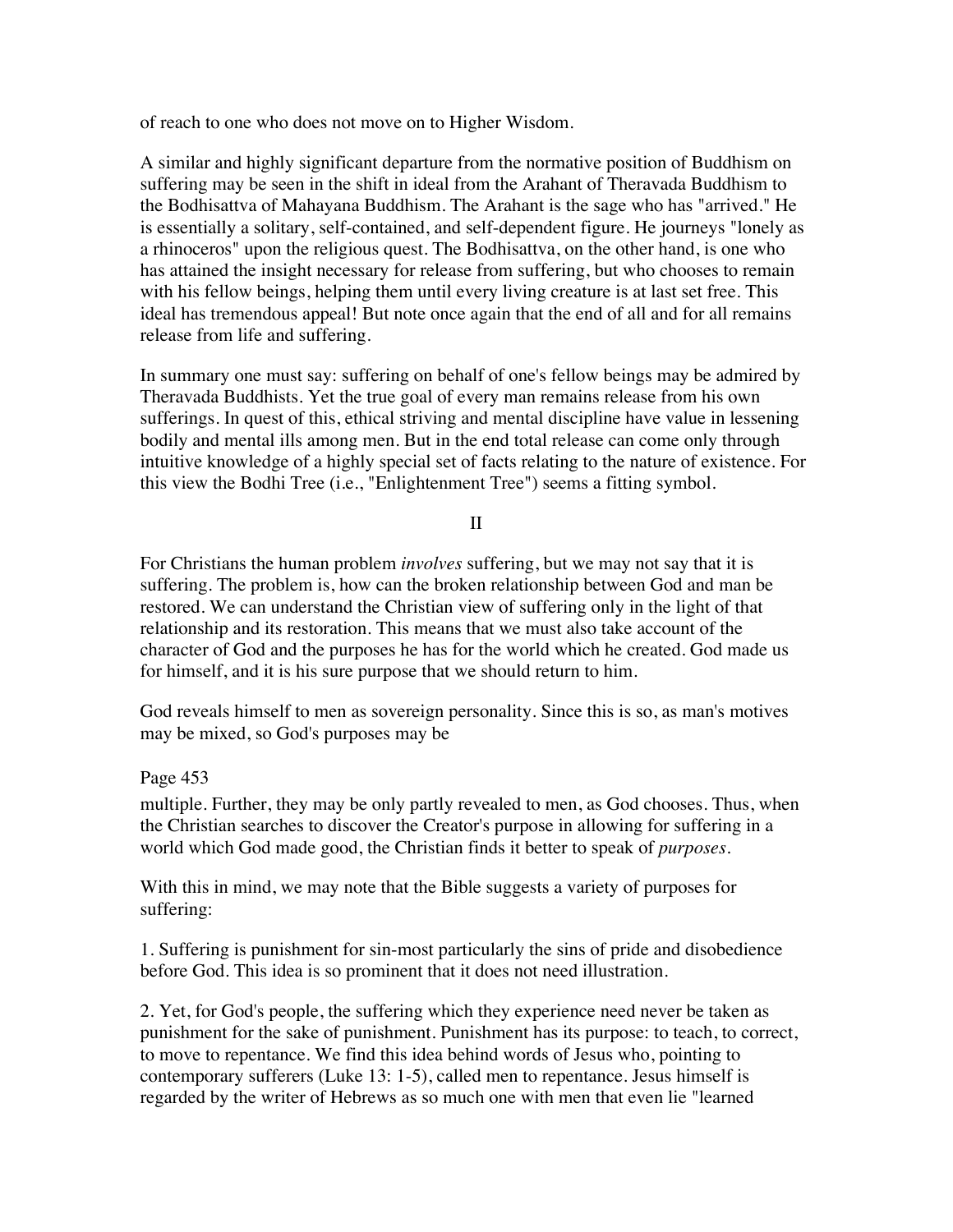of reach to one who does not move on to Higher Wisdom.

A similar and highly significant departure from the normative position of Buddhism on suffering may be seen in the shift in ideal from the Arahant of Theravada Buddhism to the Bodhisattva of Mahayana Buddhism. The Arahant is the sage who has "arrived." He is essentially a solitary, self-contained, and self-dependent figure. He journeys "lonely as a rhinoceros" upon the religious quest. The Bodhisattva, on the other hand, is one who has attained the insight necessary for release from suffering, but who chooses to remain with his fellow beings, helping them until every living creature is at last set free. This ideal has tremendous appeal! But note once again that the end of all and for all remains release from life and suffering.

In summary one must say: suffering on behalf of one's fellow beings may be admired by Theravada Buddhists. Yet the true goal of every man remains release from his own sufferings. In quest of this, ethical striving and mental discipline have value in lessening bodily and mental ills among men. But in the end total release can come only through intuitive knowledge of a highly special set of facts relating to the nature of existence. For this view the Bodhi Tree (i.e., "Enlightenment Tree") seems a fitting symbol.

## II

For Christians the human problem *involves* suffering, but we may not say that it is suffering. The problem is, how can the broken relationship between God and man be restored. We can understand the Christian view of suffering only in the light of that relationship and its restoration. This means that we must also take account of the character of God and the purposes he has for the world which he created. God made us for himself, and it is his sure purpose that we should return to him.

God reveals himself to men as sovereign personality. Since this is so, as man's motives may be mixed, so God's purposes may be multiple. Further, they may be only partly revealed to men, as God chooses. Thus, when the Christian searches to discover the Creator's purpose in allowing for suffering in a world which God made good, the Christian finds it better to speak of *purposes*.

With this in mind, we may note that the Bible suggests a variety of purposes for suffering:

1. Suffering is punishment for sin-most particularly the sins of pride and disobedience before God. This idea is so prominent that it does not need illustration.

2. Yet, for God's people, the suffering which they experience need never be taken as punishment for the sake of punishment. Punishment has its purpose: to teach, to correct, to move to repentance. We find this idea behind words of Jesus who, pointing to contemporary sufferers (Luke 13: 1-5), called men to repentance. Jesus himself is regarded by the writer of Hebrews as so much one with men that even lie "learned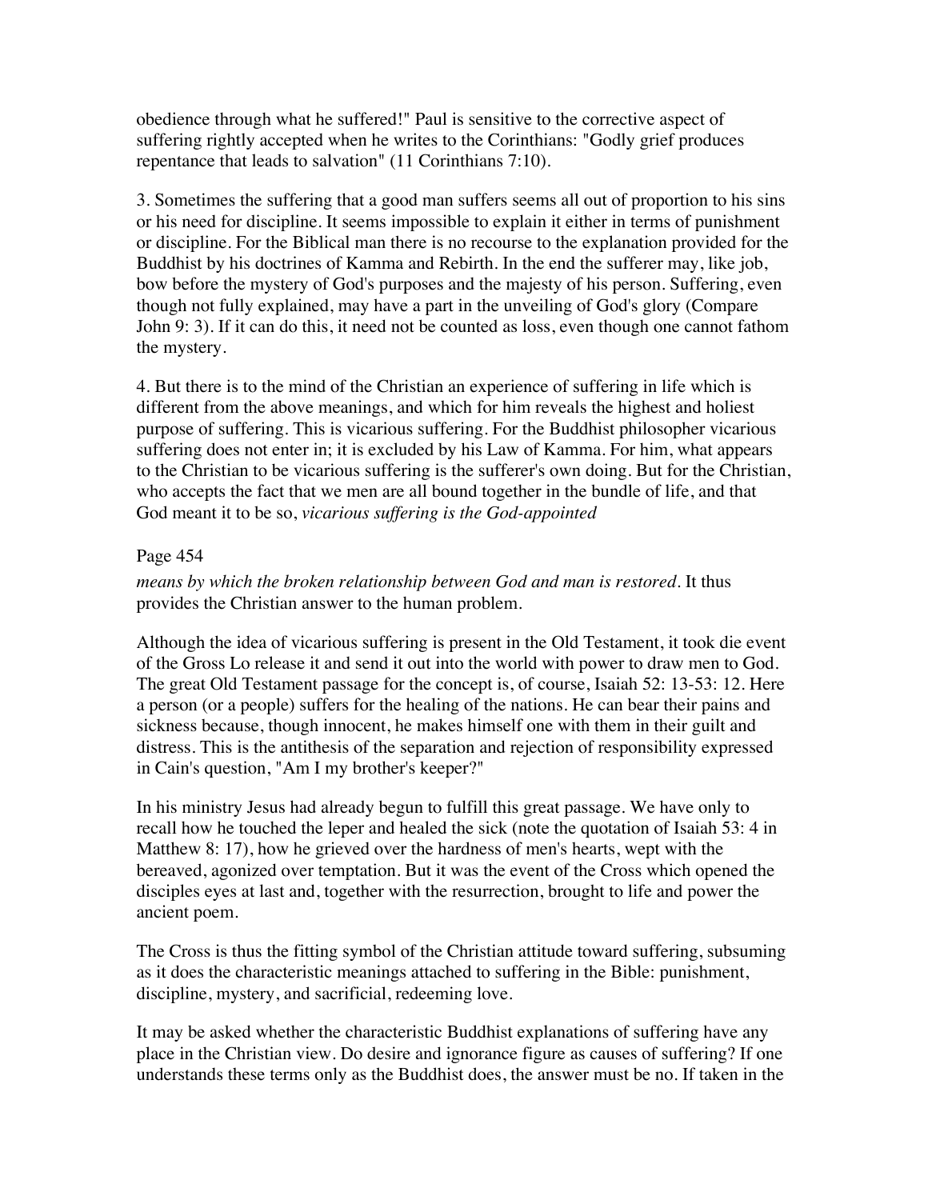obedience through what he suffered!" Paul is sensitive to the corrective aspect of suffering rightly accepted when he writes to the Corinthians: "Godly grief produces repentance that leads to salvation" (11 Corinthians 7:10).

3. Sometimes the suffering that a good man suffers seems all out of proportion to his sins or his need for discipline. It seems impossible to explain it either in terms of punishment or discipline. For the Biblical man there is no recourse to the explanation provided for the Buddhist by his doctrines of Kamma and Rebirth. In the end the sufferer may, like job, bow before the mystery of God's purposes and the majesty of his person. Suffering, even though not fully explained, may have a part in the unveiling of God's glory (Compare John 9: 3). If it can do this, it need not be counted as loss, even though one cannot fathom the mystery.

4. But there is to the mind of the Christian an experience of suffering in life which is different from the above meanings, and which for him reveals the highest and holiest purpose of suffering. This is vicarious suffering. For the Buddhist philosopher vicarious suffering does not enter in; it is excluded by his Law of Kamma. For him, what appears to the Christian to be vicarious suffering is the sufferer's own doing. But for the Christian, who accepts the fact that we men are all bound together in the bundle of life, and that God meant it to be so, *vicarious suffering is the God-appointed*

Page 454

*means by which the broken relationship between God and man is restored*. It thus provides the Christian answer to the human problem.

Although the idea of vicarious suffering is present in the Old Testament, it took die event of the Gross Lo release it and send it out into the world with power to draw men to God. The great Old Testament passage for the concept is, of course, Isaiah 52: 13-53: 12. Here a person (or a people) suffers for the healing of the nations. He can bear their pains and sickness because, though innocent, he makes himself one with them in their guilt and distress. This is the antithesis of the separation and rejection of responsibility expressed in Cain's question, "Am I my brother's keeper?"

In his ministry Jesus had already begun to fulfill this great passage. We have only to recall how he touched the leper and healed the sick (note the quotation of Isaiah 53: 4 in Matthew 8: 17), how he grieved over the hardness of men's hearts, wept with the bereaved, agonized over temptation. But it was the event of the Cross which opened the disciples eyes at last and, together with the resurrection, brought to life and power the ancient poem.

The Cross is thus the fitting symbol of the Christian attitude toward suffering, subsuming as it does the characteristic meanings attached to suffering in the Bible: punishment, discipline, mystery, and sacrificial, redeeming love.

It may be asked whether the characteristic Buddhist explanations of suffering have any place in the Christian view. Do desire and ignorance figure as causes of suffering? If one understands these terms only as the Buddhist does, the answer must be no. If taken in the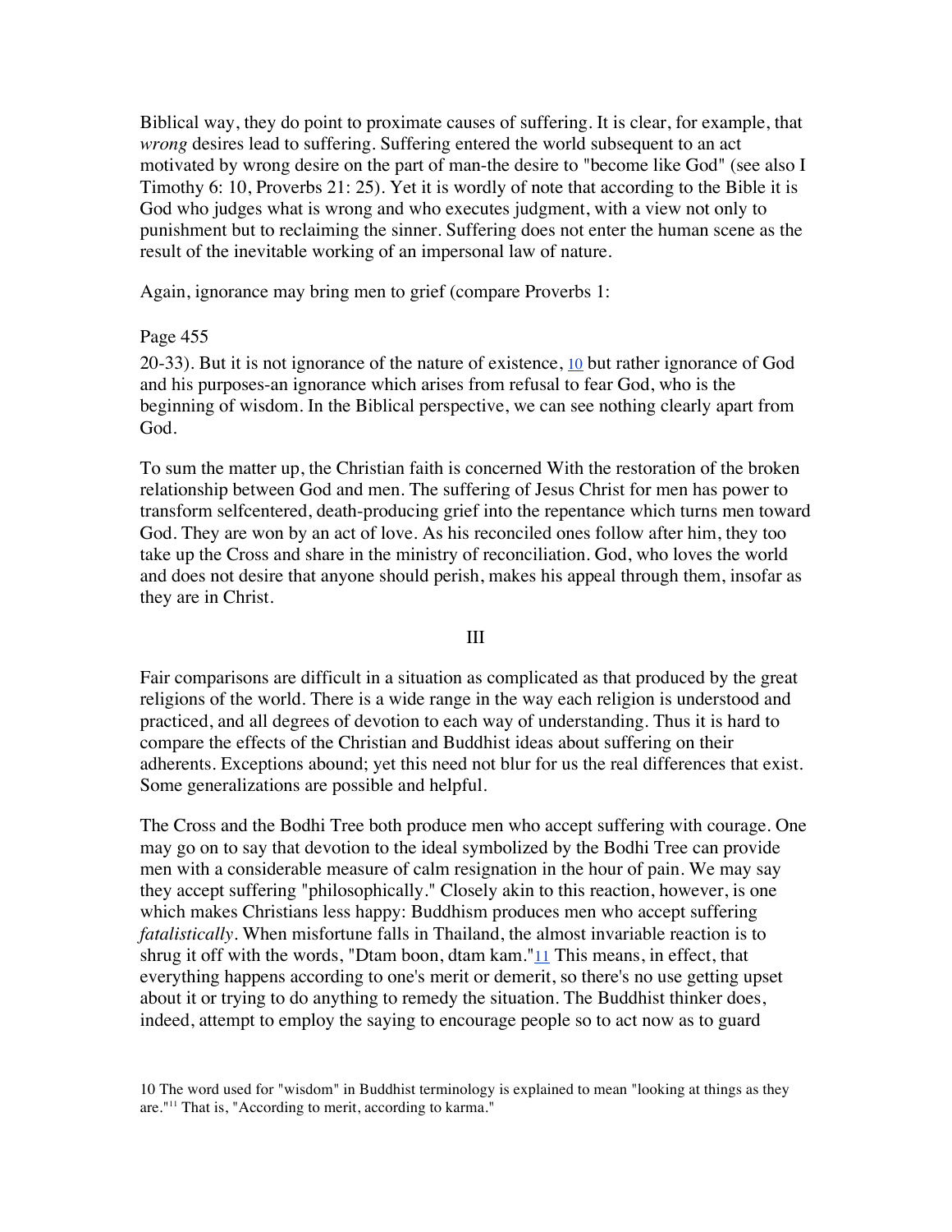Biblical way, they do point to proximate causes of suffering. It is clear, for example, that *wrong* desires lead to suffering. Suffering entered the world subsequent to an act motivated by wrong desire on the part of man-the desire to "become like God" (see also I Timothy 6: 10, Proverbs 21: 25). Yet it is wordly of note that according to the Bible it is God who judges what is wrong and who executes judgment, with a view not only to punishment but to reclaiming the sinner. Suffering does not enter the human scene as the result of the inevitable working of an impersonal law of nature.

Again, ignorance may bring men to grief (compare Proverbs 1:

Page 455

20-33). But it is not ignorance of the nature of existence, [10] but rather ignorance of God and his purposes-an ignorance which arises from refusal to fear God, who is the beginning of wisdom. In the Biblical perspective, we can see nothing clearly apart from God.

To sum the matter up, the Christian faith is concerned With the restoration of the broken relationship between God and men. The suffering of Jesus Christ for men has power to transform selfcentered, death-producing grief into the repentance which turns men toward God. They are won by an act of love. As his reconciled ones follow after him, they too take up the Cross and share in the ministry of reconciliation. God, who loves the world and does not desire that anyone should perish, makes his appeal through them, insofar as they are in Christ.

## III

Fair comparisons are difficult in a situation as complicated as that produced by the great religions of the world. There is a wide range in the way each religion is understood and practiced, and all degrees of devotion to each way of understanding. Thus it is hard to compare the effects of the Christian and Buddhist ideas about suffering on their adherents. Exceptions abound; yet this need not blur for us the real differences that exist. Some generalizations are possible and helpful.

The Cross and the Bodhi Tree both produce men who accept suffering with courage. One may go on to say that devotion to the ideal symbolized by the Bodhi Tree can provide men with a considerable measure of calm resignation in the hour of pain. We may say they accept suffering "philosophically." Closely akin to this reaction, however, is one which makes Christians less happy: Buddhism produces men who accept suffering *fatalistically*. When misfortune falls in Thailand, the almost invariable reaction is to shrug it off with the words, "Dtam boon, dtam kam."[11] This means, in effect, that everything happens according to one's merit or demerit, so there's no use getting upset about it or trying to do anything to remedy the situation. The Buddhist thinker does, indeed, attempt to employ the saying to encourage people so to act now as to guard

10 The word used for "wisdom" in Buddhist terminology is explained to mean "looking at things as they are."[11] That is, "According to merit, according to karma."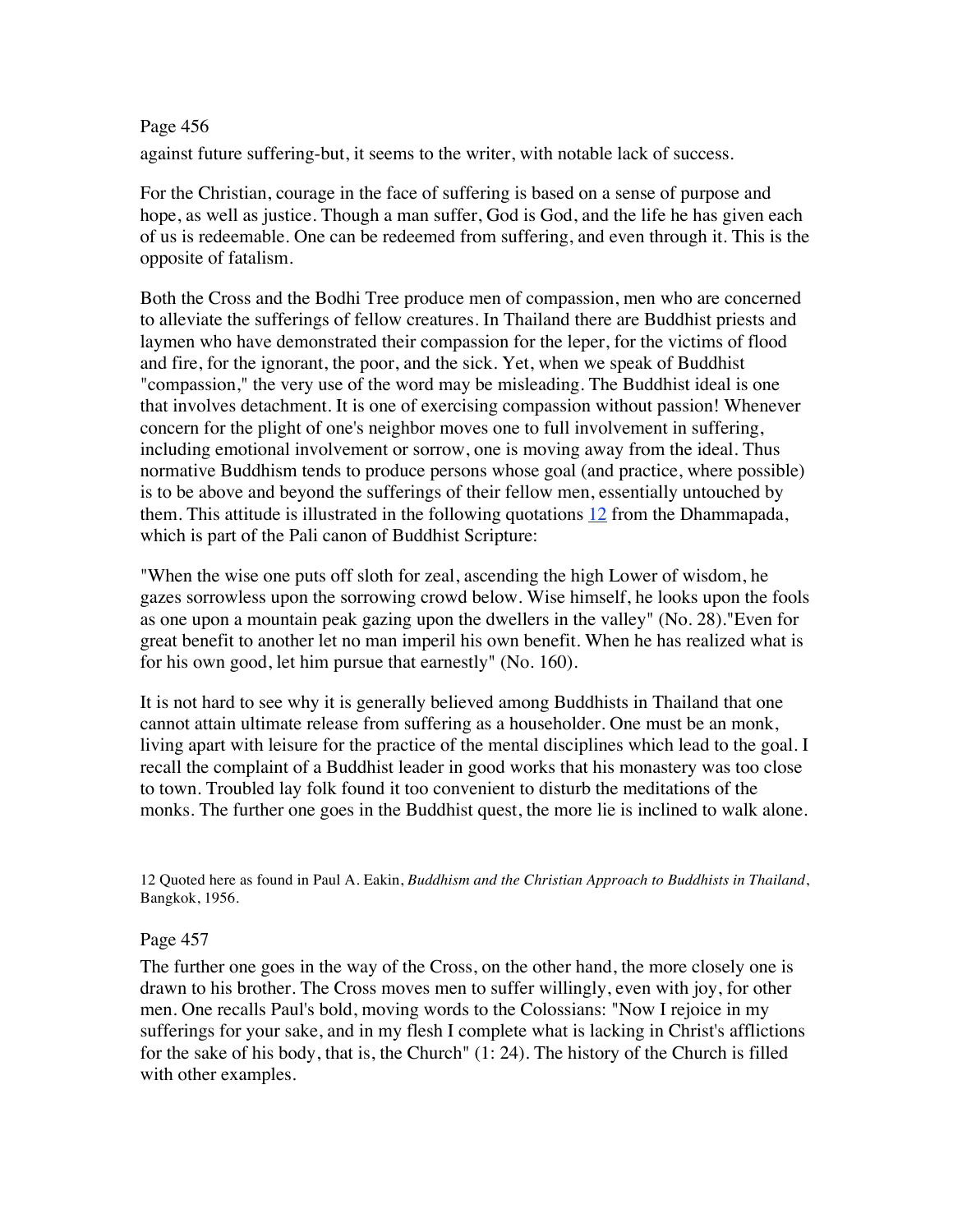against future suffering-but, it seems to the writer, with notable lack of success.

For the Christian, courage in the face of suffering is based on a sense of purpose and hope, as well as justice. Though a man suffer, God is God, and the life he has given each of us is redeemable. One can be redeemed from suffering, and even through it. This is the opposite of fatalism.

Both the Cross and the Bodhi Tree produce men of compassion, men who are concerned to alleviate the sufferings of fellow creatures. In Thailand there are Buddhist priests and laymen who have demonstrated their compassion for the leper, for the victims of flood and fire, for the ignorant, the poor, and the sick. Yet, when we speak of Buddhist "compassion," the very use of the word may be misleading. The Buddhist ideal is one that involves detachment. It is one of exercising compassion without passion! Whenever concern for the plight of one's neighbor moves one to full involvement in suffering, including emotional involvement or sorrow, one is moving away from the ideal. Thus normative Buddhism tends to produce persons whose goal (and practice, where possible) is to be above and beyond the sufferings of their fellow men, essentially untouched by them. This attitude is illustrated in the following quotations [12] from the Dhammapada, which is part of the Pali canon of Buddhist Scripture:

"When the wise one puts off sloth for zeal, ascending the high Lower of wisdom, he gazes sorrowless upon the sorrowing crowd below. Wise himself, he looks upon the fools as one upon a mountain peak gazing upon the dwellers in the valley" (No. 28)."Even for great benefit to another let no man imperil his own benefit. When he has realized what is for his own good, let him pursue that earnestly" (No. 160).

It is not hard to see why it is generally believed among Buddhists in Thailand that one cannot attain ultimate release from suffering as a householder. One must be an monk, living apart with leisure for the practice of the mental disciplines which lead to the goal. I recall the complaint of a Buddhist leader in good works that his monastery was too close to town. Troubled lay folk found it too convenient to disturb the meditations of the monks. The further one goes in the Buddhist quest, the more lie is inclined to walk alone.

12 Quoted here as found in Paul A. Eakin, *Buddhism and the Christian Approach to Buddhists in Thailand*, Bangkok, 1956.

The further one goes in the way of the Cross, on the other hand, the more closely one is drawn to his brother. The Cross moves men to suffer willingly, even with joy, for other men. One recalls Paul's bold, moving words to the Colossians: "Now I rejoice in my sufferings for your sake, and in my flesh I complete what is lacking in Christ's afflictions for the sake of his body, that is, the Church" (1: 24). The history of the Church is filled with other examples.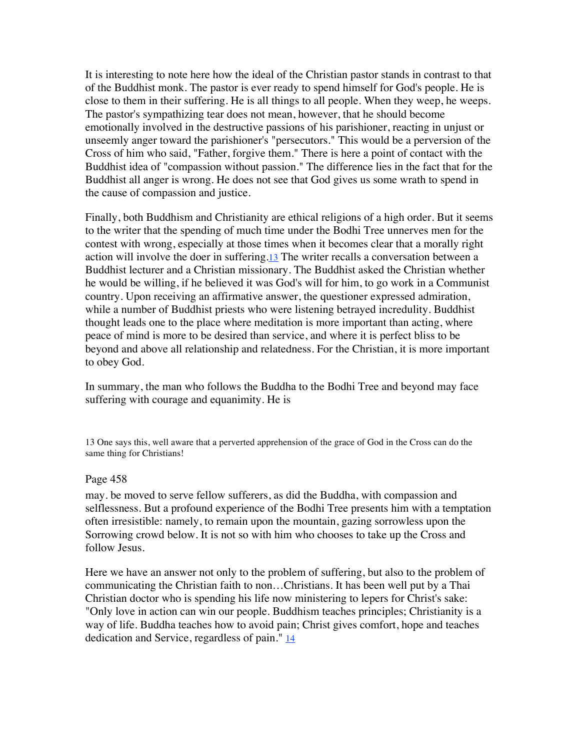It is interesting to note here how the ideal of the Christian pastor stands in contrast to that of the Buddhist monk. The pastor is ever ready to spend himself for God's people. He is close to them in their suffering. He is all things to all people. When they weep, he weeps. The pastor's sympathizing tear does not mean, however, that he should become emotionally involved in the destructive passions of his parishioner, reacting in unjust or unseemly anger toward the parishioner's "persecutors." This would be a perversion of the Cross of him who said, "Father, forgive them." There is here a point of contact with the Buddhist idea of "compassion without passion." The difference lies in the fact that for the Buddhist all anger is wrong. He does not see that God gives us some wrath to spend in the cause of compassion and justice.

Finally, both Buddhism and Christianity are ethical religions of a high order. But it seems to the writer that the spending of much time under the Bodhi Tree unnerves men for the contest with wrong, especially at those times when it becomes clear that a morally right action will involve the doer in suffering.[13] The writer recalls a conversation between a Buddhist lecturer and a Christian missionary. The Buddhist asked the Christian whether he would be willing, if he believed it was God's will for him, to go work in a Communist country. Upon receiving an affirmative answer, the questioner expressed admiration, while a number of Buddhist priests who were listening betrayed incredulity. Buddhist thought leads one to the place where meditation is more important than acting, where peace of mind is more to be desired than service, and where it is perfect bliss to be beyond and above all relationship and relatedness. For the Christian, it is more important to obey God.

In summary, the man who follows the Buddha to the Bodhi Tree and beyond may face suffering with courage and equanimity. He is

13 One says this, well aware that a perverted apprehension of the grace of God in the Cross can do the same thing for Christians!

may. be moved to serve fellow sufferers, as did the Buddha, with compassion and selflessness. But a profound experience of the Bodhi Tree presents him with a temptation often irresistible: namely, to remain upon the mountain, gazing sorrowless upon the Sorrowing crowd below. It is not so with him who chooses to take up the Cross and follow Jesus.

Here we have an answer not only to the problem of suffering, but also to the problem of communicating the Christian faith to non…Christians. It has been well put by a Thai Christian doctor who is spending his life now ministering to lepers for Christ's sake: "Only love in action can win our people. Buddhism teaches principles; Christianity is a way of life. Buddha teaches how to avoid pain; Christ gives comfort, hope and teaches dedication and Service, regardless of pain." [14]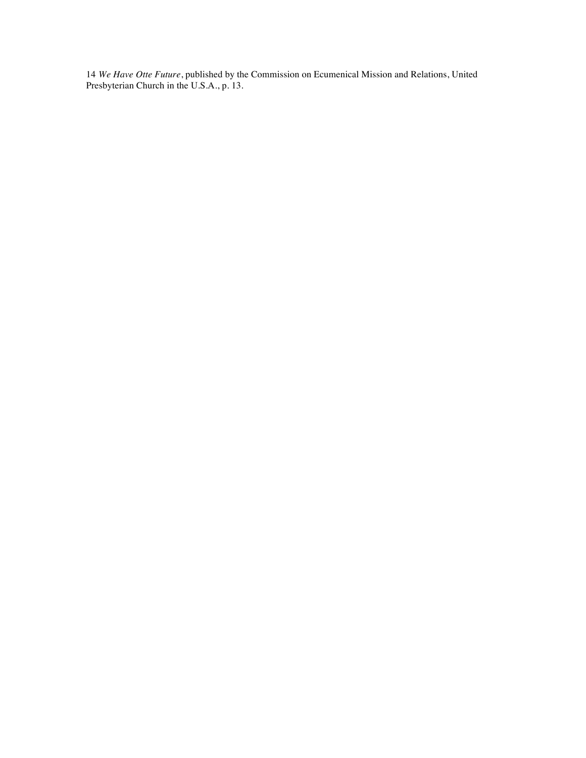14 *We Have Otte Future*, published by the Commission on Ecumenical Mission and Relations, United Presbyterian Church in the U.S.A., p. 13.